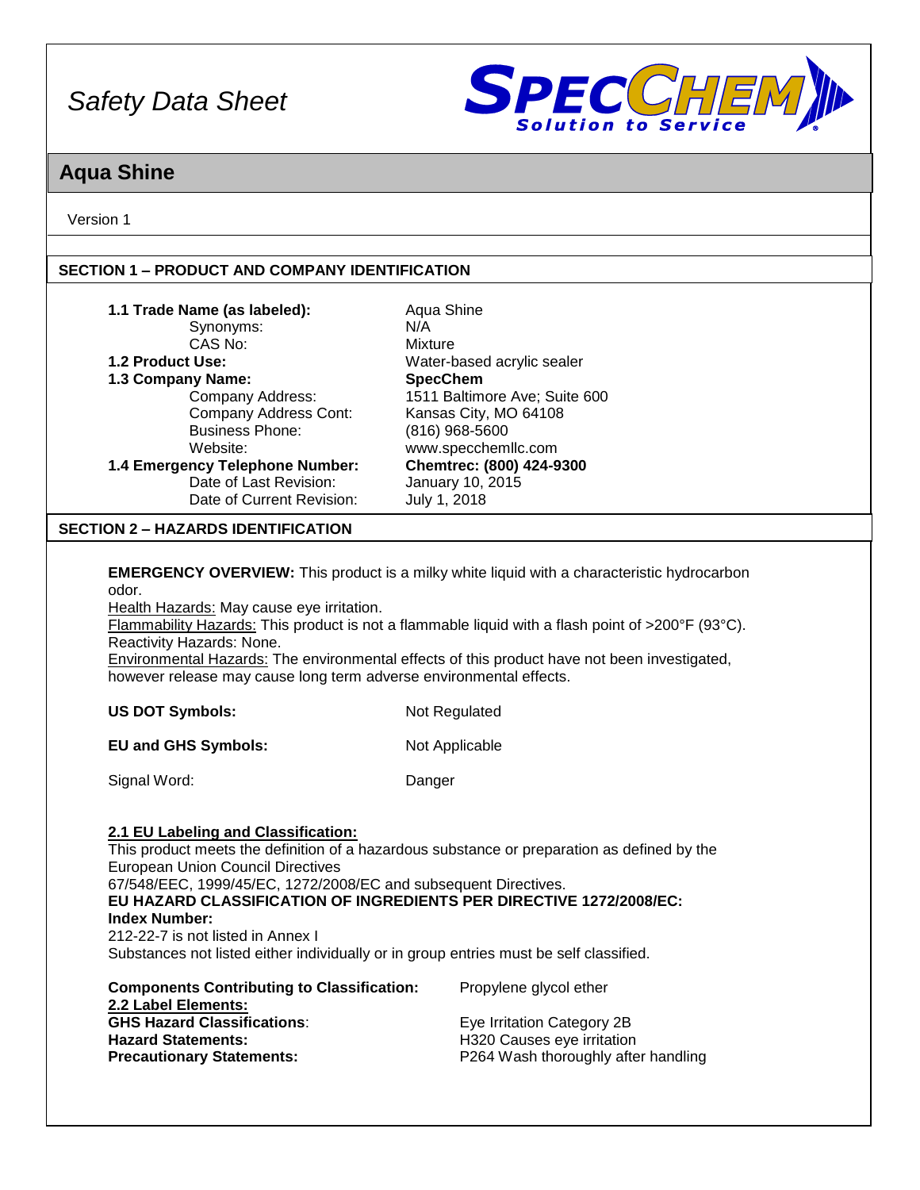# Safety Data Sheet

## Aqua Shine

Version 1

### SECTION 1 – PRODUCT AND COMPANY IDENTIFICATION

| | |
|---|---|
| **1.1 Trade Name (as labeled):** | Aqua Shine |
| Synonyms: | N/A |
| CAS No: | Mixture |
| **1.2 Product Use:** | Water-based acrylic sealer |
| **1.3 Company Name:** | **SpecChem** |
| Company Address: | 1511 Baltimore Ave; Suite 600 |
| Company Address Cont: | Kansas City, MO 64108 |
| Business Phone: | (816) 968-5600 |
| Website: | www.specchemllc.com |
| **1.4 Emergency Telephone Number:** | **Chemtrec: (800) 424-9300** |
| Date of Last Revision: | January 10, 2015 |
| Date of Current Revision: | July 1, 2018 |

### SECTION 2 – HAZARDS IDENTIFICATION

**EMERGENCY OVERVIEW:** This product is a milky white liquid with a characteristic hydrocarbon odor.
Health Hazards: May cause eye irritation.
Flammability Hazards: This product is not a flammable liquid with a flash point of >200°F (93°C).
Reactivity Hazards: None.
Environmental Hazards: The environmental effects of this product have not been investigated, however release may cause long term adverse environmental effects.

| | |
|---|---|
| **US DOT Symbols:** | Not Regulated |
| **EU and GHS Symbols:** | Not Applicable |
| Signal Word: | Danger |

**2.1 EU Labeling and Classification:**
This product meets the definition of a hazardous substance or preparation as defined by the European Union Council Directives
67/548/EEC, 1999/45/EC, 1272/2008/EC and subsequent Directives.
**EU HAZARD CLASSIFICATION OF INGREDIENTS PER DIRECTIVE 1272/2008/EC:**
**Index Number:**
212-22-7 is not listed in Annex I
Substances not listed either individually or in group entries must be self classified.

| | |
|---|---|
| **Components Contributing to Classification:** | Propylene glycol ether |
| **2.2 Label Elements:** | |
| **GHS Hazard Classifications:** | Eye Irritation Category 2B |
| **Hazard Statements:** | H320 Causes eye irritation |
| **Precautionary Statements:** | P264 Wash thoroughly after handling |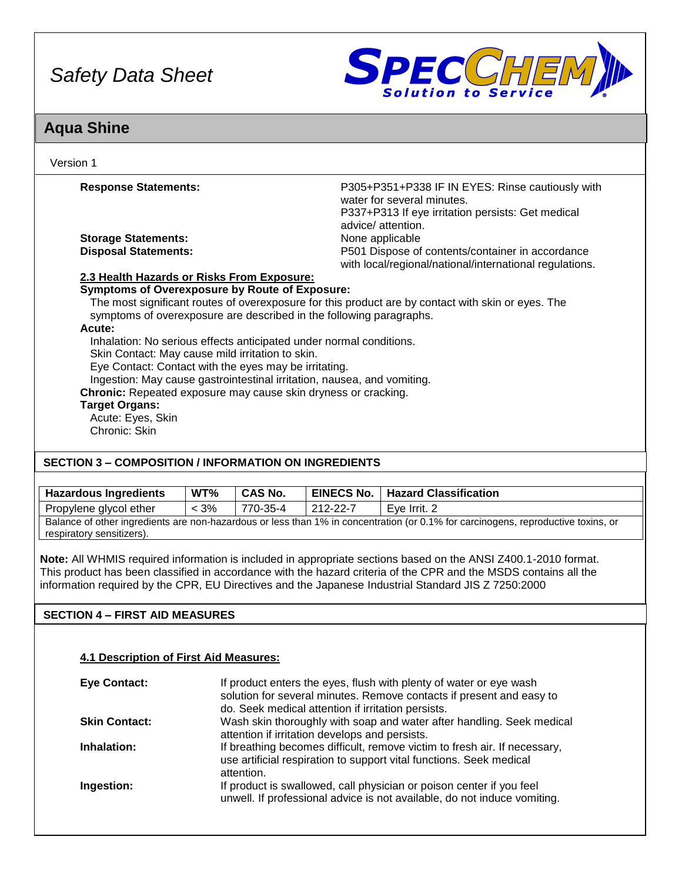**Response Statements:** P305+P351+P338 IF IN EYES: Rinse cautiously with water for several minutes.
P337+P313 If eye irritation persists: Get medical advice/ attention.

**Storage Statements:** None applicable

**Disposal Statements:** P501 Dispose of contents/container in accordance with local/regional/national/international regulations.

**2.3 Health Hazards or Risks From Exposure:**

**Symptoms of Overexposure by Route of Exposure:**

The most significant routes of overexposure for this product are by contact with skin or eyes. The symptoms of overexposure are described in the following paragraphs.

**Acute:**

Inhalation: No serious effects anticipated under normal conditions.
Skin Contact: May cause mild irritation to skin.
Eye Contact: Contact with the eyes may be irritating.
Ingestion: May cause gastrointestinal irritation, nausea, and vomiting.

**Chronic:** Repeated exposure may cause skin dryness or cracking.

**Target Organs:**

Acute: Eyes, Skin
Chronic: Skin

## SECTION 3 – COMPOSITION / INFORMATION ON INGREDIENTS

| Hazardous Ingredients | WT% | CAS No. | EINECS No. | Hazard Classification |
|---|---|---|---|---|
| Propylene glycol ether | < 3% | 770-35-4 | 212-22-7 | Eye Irrit. 2 |
| Balance of other ingredients are non-hazardous or less than 1% in concentration (or 0.1% for carcinogens, reproductive toxins, or respiratory sensitizers). | | | | |

**Note:** All WHMIS required information is included in appropriate sections based on the ANSI Z400.1-2010 format. This product has been classified in accordance with the hazard criteria of the CPR and the MSDS contains all the information required by the CPR, EU Directives and the Japanese Industrial Standard JIS Z 7250:2000

## SECTION 4 – FIRST AID MEASURES

**4.1 Description of First Aid Measures:**

**Eye Contact:** If product enters the eyes, flush with plenty of water or eye wash solution for several minutes. Remove contacts if present and easy to do. Seek medical attention if irritation persists.

**Skin Contact:** Wash skin thoroughly with soap and water after handling. Seek medical attention if irritation develops and persists.

**Inhalation:** If breathing becomes difficult, remove victim to fresh air. If necessary, use artificial respiration to support vital functions. Seek medical attention.

**Ingestion:** If product is swallowed, call physician or poison center if you feel unwell. If professional advice is not available, do not induce vomiting.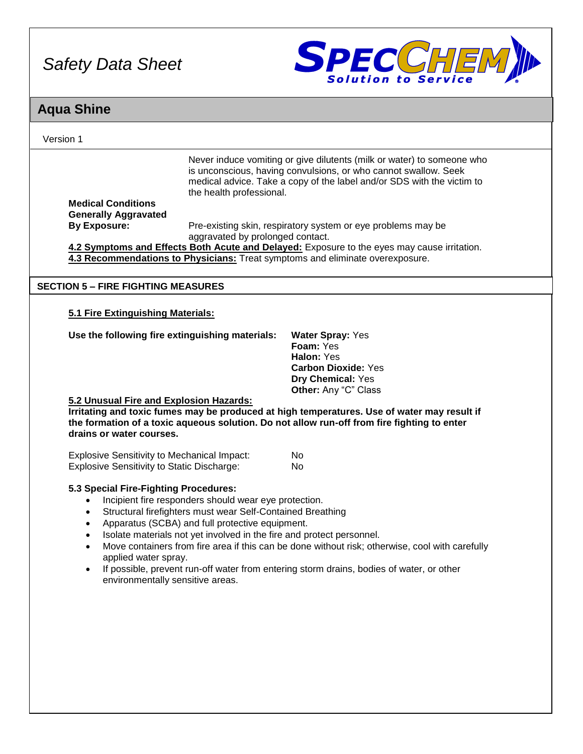Never induce vomiting or give diluents (milk or water) to someone who is unconscious, having convulsions, or who cannot swallow. Seek medical advice. Take a copy of the label and/or SDS with the victim to the health professional.

**Medical Conditions Generally Aggravated By Exposure:** Pre-existing skin, respiratory system or eye problems may be aggravated by prolonged contact.

**4.2 Symptoms and Effects Both Acute and Delayed:** Exposure to the eyes may cause irritation.

**4.3 Recommendations to Physicians:** Treat symptoms and eliminate overexposure.

## SECTION 5 – FIRE FIGHTING MEASURES

**5.1 Fire Extinguishing Materials:**

**Use the following fire extinguishing materials:**

**Water Spray:** Yes
**Foam:** Yes
**Halon:** Yes
**Carbon Dioxide:** Yes
**Dry Chemical:** Yes
**Other:** Any "C" Class

**5.2 Unusual Fire and Explosion Hazards:**

**Irritating and toxic fumes may be produced at high temperatures. Use of water may result if the formation of a toxic aqueous solution. Do not allow run-off from fire fighting to enter drains or water courses.**

| | |
|---|---|
| Explosive Sensitivity to Mechanical Impact: | No |
| Explosive Sensitivity to Static Discharge: | No |

**5.3 Special Fire-Fighting Procedures:**

- Incipient fire responders should wear eye protection.
- Structural firefighters must wear Self-Contained Breathing
- Apparatus (SCBA) and full protective equipment.
- Isolate materials not yet involved in the fire and protect personnel.
- Move containers from fire area if this can be done without risk; otherwise, cool with carefully applied water spray.
- If possible, prevent run-off water from entering storm drains, bodies of water, or other environmentally sensitive areas.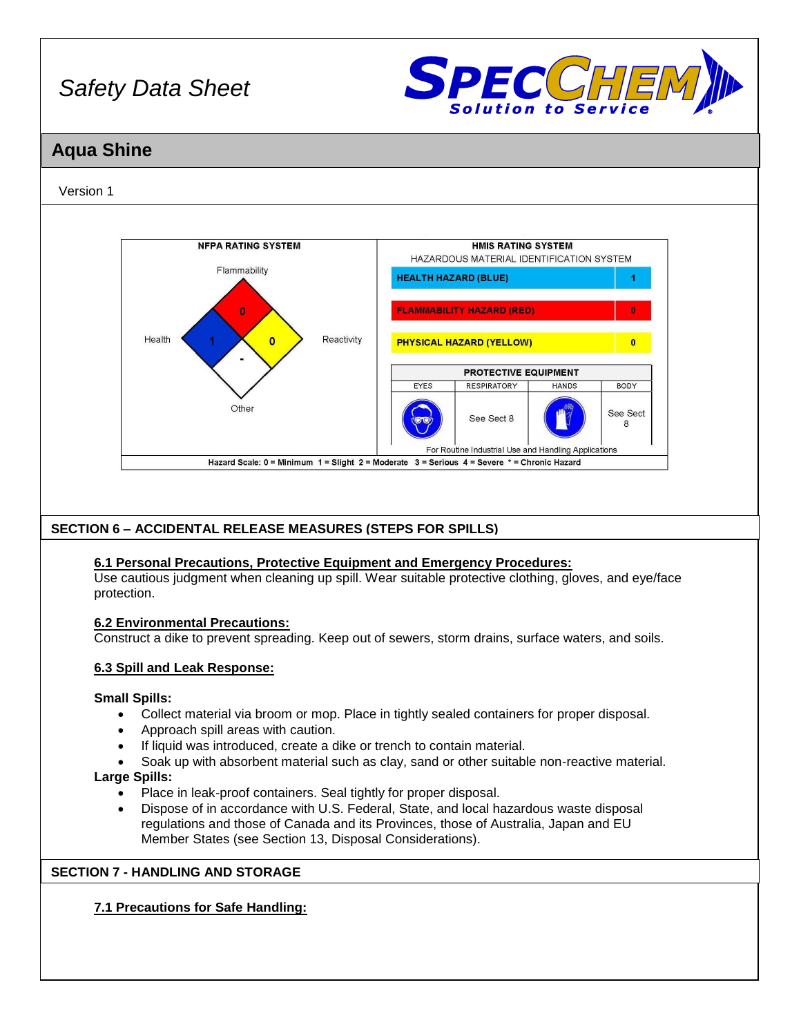*Safety Data Sheet*

SPECCHEM Solution to Service

## Aqua Shine

Version 1

| NFPA RATING SYSTEM | |
|---|---|
| Flammability | 0 |
| Health | 1 |
| Reactivity | 0 |
| Other | - |

**HMIS RATING SYSTEM**
HAZARDOUS MATERIAL IDENTIFICATION SYSTEM

| | |
|---|---|
| HEALTH HAZARD (BLUE) | 1 |
| FLAMMABILITY HAZARD (RED) | 0 |
| PHYSICAL HAZARD (YELLOW) | 0 |

| PROTECTIVE EQUIPMENT | | | |
|---|---|---|---|
| EYES | RESPIRATORY | HANDS | BODY |
| | See Sect 8 | | See Sect 8 |

For Routine Industrial Use and Handling Applications

Hazard Scale: 0 = Minimum 1 = Slight 2 = Moderate 3 = Serious 4 = Severe * = Chronic Hazard

## SECTION 6 – ACCIDENTAL RELEASE MEASURES (STEPS FOR SPILLS)

**6.1 Personal Precautions, Protective Equipment and Emergency Procedures:**
Use cautious judgment when cleaning up spill. Wear suitable protective clothing, gloves, and eye/face protection.

**6.2 Environmental Precautions:**
Construct a dike to prevent spreading. Keep out of sewers, storm drains, surface waters, and soils.

**6.3 Spill and Leak Response:**

**Small Spills:**

- Collect material via broom or mop. Place in tightly sealed containers for proper disposal.
- Approach spill areas with caution.
- If liquid was introduced, create a dike or trench to contain material.
- Soak up with absorbent material such as clay, sand or other suitable non-reactive material.

**Large Spills:**

- Place in leak-proof containers. Seal tightly for proper disposal.
- Dispose of in accordance with U.S. Federal, State, and local hazardous waste disposal regulations and those of Canada and its Provinces, those of Australia, Japan and EU Member States (see Section 13, Disposal Considerations).

## SECTION 7 - HANDLING AND STORAGE

**7.1 Precautions for Safe Handling:**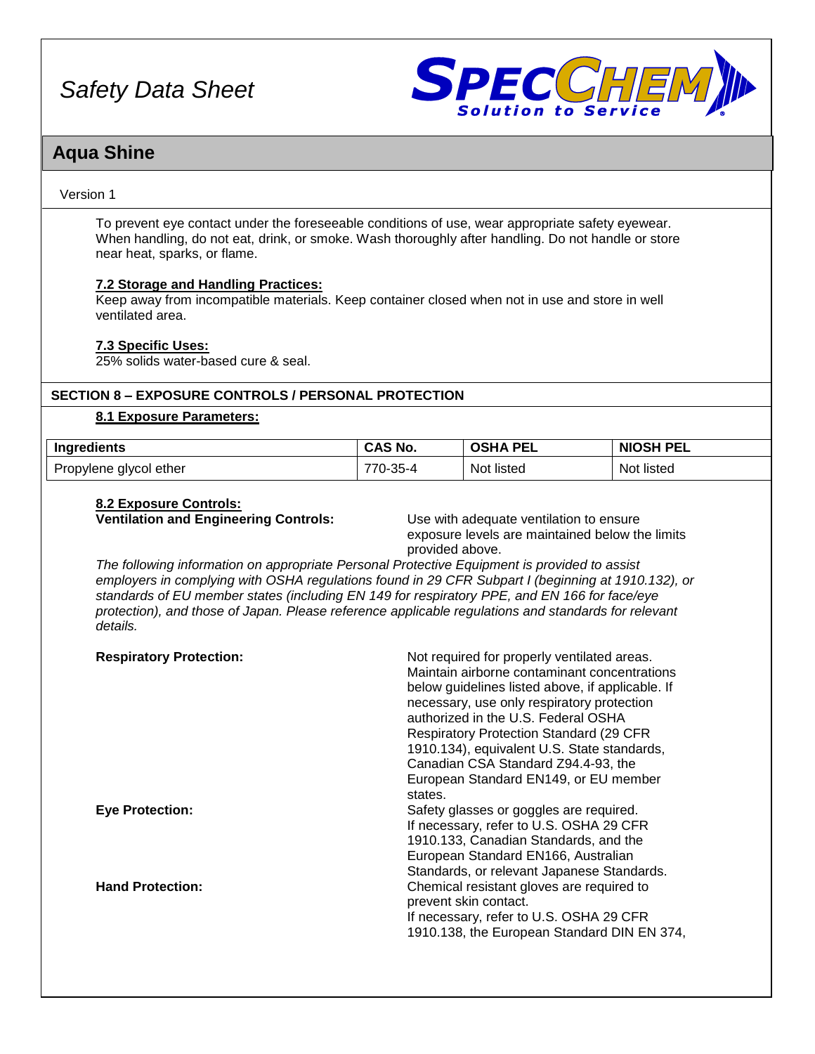To prevent eye contact under the foreseeable conditions of use, wear appropriate safety eyewear. When handling, do not eat, drink, or smoke. Wash thoroughly after handling. Do not handle or store near heat, sparks, or flame.

**7.2 Storage and Handling Practices:**
Keep away from incompatible materials. Keep container closed when not in use and store in well ventilated area.

**7.3 Specific Uses:**
25% solids water-based cure & seal.

## SECTION 8 – EXPOSURE CONTROLS / PERSONAL PROTECTION

**8.1 Exposure Parameters:**

| Ingredients | CAS No. | OSHA PEL | NIOSH PEL |
|---|---|---|---|
| Propylene glycol ether | 770-35-4 | Not listed | Not listed |

**8.2 Exposure Controls:**

**Ventilation and Engineering Controls:** Use with adequate ventilation to ensure exposure levels are maintained below the limits provided above.

*The following information on appropriate Personal Protective Equipment is provided to assist employers in complying with OSHA regulations found in 29 CFR Subpart I (beginning at 1910.132), or standards of EU member states (including EN 149 for respiratory PPE, and EN 166 for face/eye protection), and those of Japan. Please reference applicable regulations and standards for relevant details.*

**Respiratory Protection:** Not required for properly ventilated areas. Maintain airborne contaminant concentrations below guidelines listed above, if applicable. If necessary, use only respiratory protection authorized in the U.S. Federal OSHA Respiratory Protection Standard (29 CFR 1910.134), equivalent U.S. State standards, Canadian CSA Standard Z94.4-93, the European Standard EN149, or EU member states.

**Eye Protection:** Safety glasses or goggles are required. If necessary, refer to U.S. OSHA 29 CFR 1910.133, Canadian Standards, and the European Standard EN166, Australian Standards, or relevant Japanese Standards.

**Hand Protection:** Chemical resistant gloves are required to prevent skin contact. If necessary, refer to U.S. OSHA 29 CFR 1910.138, the European Standard DIN EN 374,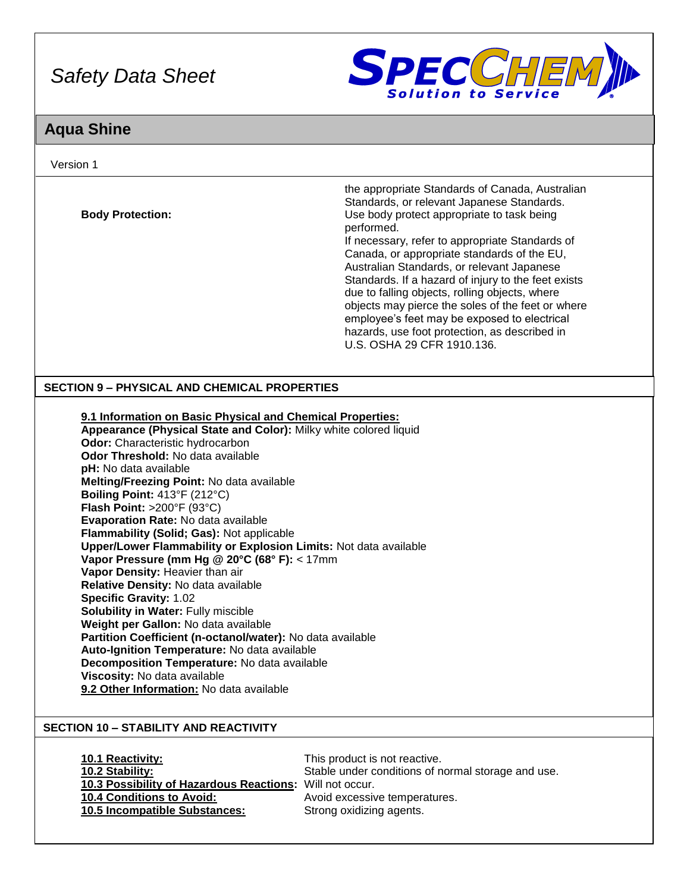| | |
|---|---|
| | the appropriate Standards of Canada, Australian Standards, or relevant Japanese Standards. |
| **Body Protection:** | Use body protect appropriate to task being performed. If necessary, refer to appropriate Standards of Canada, or appropriate standards of the EU, Australian Standards, or relevant Japanese Standards. If a hazard of injury to the feet exists due to falling objects, rolling objects, where objects may pierce the soles of the feet or where employee's feet may be exposed to electrical hazards, use foot protection, as described in U.S. OSHA 29 CFR 1910.136. |

## SECTION 9 – PHYSICAL AND CHEMICAL PROPERTIES

**9.1 Information on Basic Physical and Chemical Properties:**
**Appearance (Physical State and Color):** Milky white colored liquid
**Odor:** Characteristic hydrocarbon
**Odor Threshold:** No data available
**pH:** No data available
**Melting/Freezing Point:** No data available
**Boiling Point:** 413°F (212°C)
**Flash Point:** >200°F (93°C)
**Evaporation Rate:** No data available
**Flammability (Solid; Gas):** Not applicable
**Upper/Lower Flammability or Explosion Limits:** Not data available
**Vapor Pressure (mm Hg @ 20°C (68° F):** < 17mm
**Vapor Density:** Heavier than air
**Relative Density:** No data available
**Specific Gravity:** 1.02
**Solubility in Water:** Fully miscible
**Weight per Gallon:** No data available
**Partition Coefficient (n-octanol/water):** No data available
**Auto-Ignition Temperature:** No data available
**Decomposition Temperature:** No data available
**Viscosity:** No data available
**9.2 Other Information:** No data available

## SECTION 10 – STABILITY AND REACTIVITY

| | |
|---|---|
| **10.1 Reactivity:** | This product is not reactive. |
| **10.2 Stability:** | Stable under conditions of normal storage and use. |
| **10.3 Possibility of Hazardous Reactions:** | Will not occur. |
| **10.4 Conditions to Avoid:** | Avoid excessive temperatures. |
| **10.5 Incompatible Substances:** | Strong oxidizing agents. |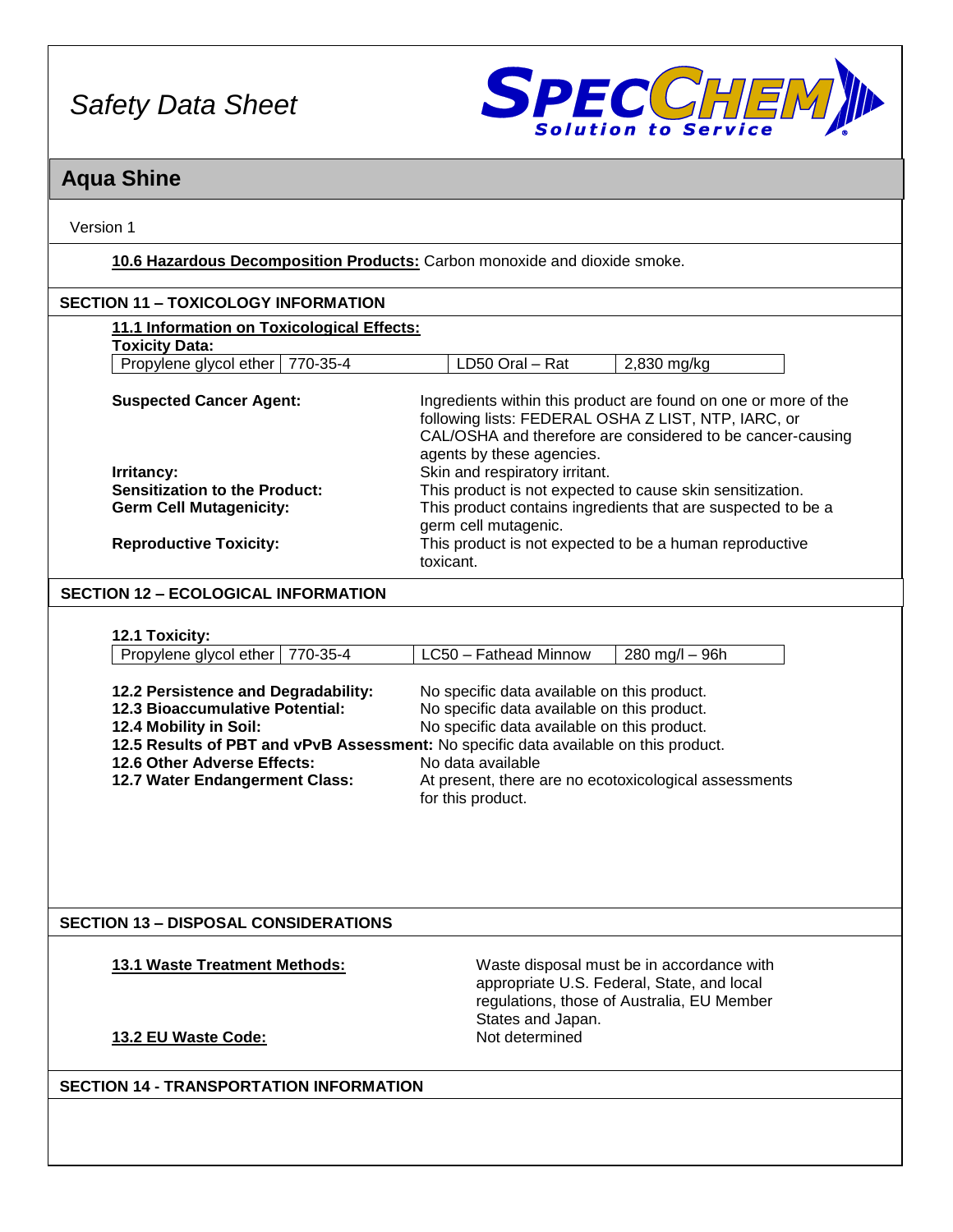Safety Data Sheet

# Aqua Shine

Version 1

**10.6 Hazardous Decomposition Products:** Carbon monoxide and dioxide smoke.

## SECTION 11 – TOXICOLOGY INFORMATION

**11.1 Information on Toxicological Effects:**

**Toxicity Data:**

| Propylene glycol ether | 770-35-4 | LD50 Oral – Rat | 2,830 mg/kg |
|---|---|---|---|

**Suspected Cancer Agent:** Ingredients within this product are found on one or more of the following lists: FEDERAL OSHA Z LIST, NTP, IARC, or CAL/OSHA and therefore are considered to be cancer-causing agents by these agencies.

**Irritancy:** Skin and respiratory irritant.

**Sensitization to the Product:** This product is not expected to cause skin sensitization.

**Germ Cell Mutagenicity:** This product contains ingredients that are suspected to be a germ cell mutagenic.

**Reproductive Toxicity:** This product is not expected to be a human reproductive toxicant.

## SECTION 12 – ECOLOGICAL INFORMATION

**12.1 Toxicity:**

| Propylene glycol ether | 770-35-4 | LC50 – Fathead Minnow | 280 mg/l – 96h |
|---|---|---|---|

**12.2 Persistence and Degradability:** No specific data available on this product.

**12.3 Bioaccumulative Potential:** No specific data available on this product.

**12.4 Mobility in Soil:** No specific data available on this product.

**12.5 Results of PBT and vPvB Assessment:** No specific data available on this product.

**12.6 Other Adverse Effects:** No data available

**12.7 Water Endangerment Class:** At present, there are no ecotoxicological assessments for this product.

## SECTION 13 – DISPOSAL CONSIDERATIONS

**13.1 Waste Treatment Methods:** Waste disposal must be in accordance with appropriate U.S. Federal, State, and local regulations, those of Australia, EU Member States and Japan.

**13.2 EU Waste Code:** Not determined

## SECTION 14 - TRANSPORTATION INFORMATION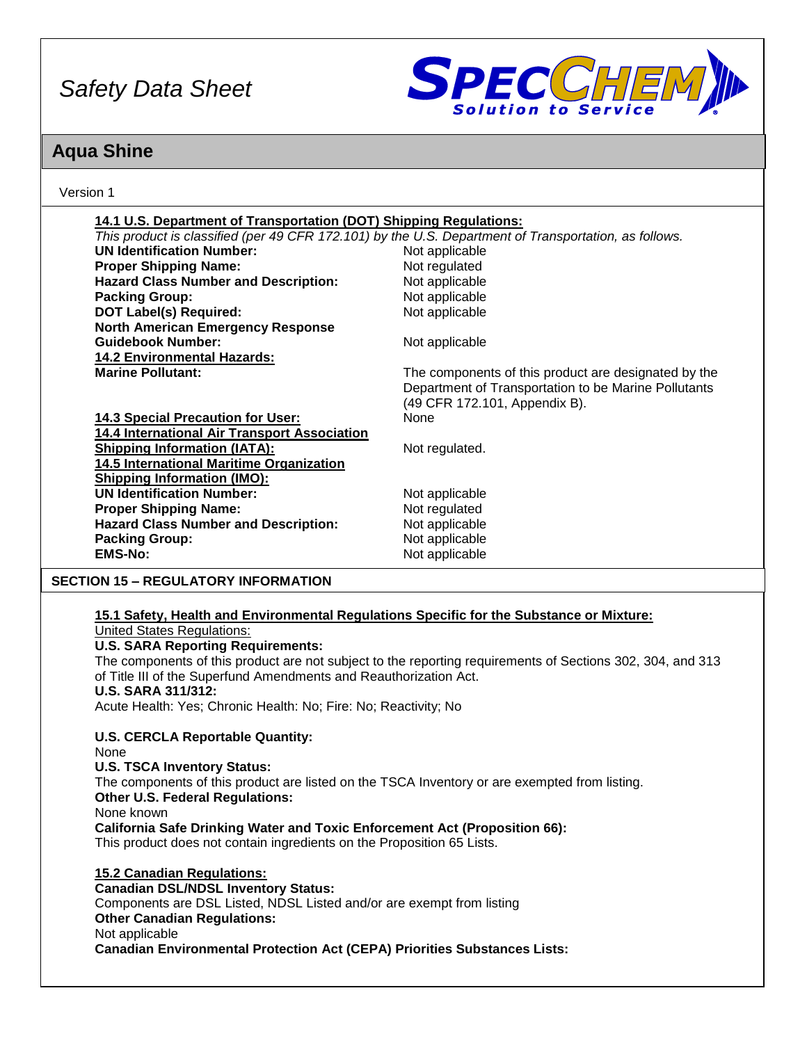Safety Data Sheet

# Aqua Shine

Version 1

**14.1 U.S. Department of Transportation (DOT) Shipping Regulations:**

*This product is classified (per 49 CFR 172.101) by the U.S. Department of Transportation, as follows.*

| | |
|---|---|
| **UN Identification Number:** | Not applicable |
| **Proper Shipping Name:** | Not regulated |
| **Hazard Class Number and Description:** | Not applicable |
| **Packing Group:** | Not applicable |
| **DOT Label(s) Required:** | Not applicable |
| **North American Emergency Response Guidebook Number:** | Not applicable |

**14.2 Environmental Hazards:**

| | |
|---|---|
| **Marine Pollutant:** | The components of this product are designated by the Department of Transportation to be Marine Pollutants (49 CFR 172.101, Appendix B). |
| **14.3 Special Precaution for User:** | None |
| **14.4 International Air Transport Association Shipping Information (IATA):** | Not regulated. |

**14.5 International Maritime Organization Shipping Information (IMO):**

| | |
|---|---|
| **UN Identification Number:** | Not applicable |
| **Proper Shipping Name:** | Not regulated |
| **Hazard Class Number and Description:** | Not applicable |
| **Packing Group:** | Not applicable |
| **EMS-No:** | Not applicable |

## SECTION 15 – REGULATORY INFORMATION

**15.1 Safety, Health and Environmental Regulations Specific for the Substance or Mixture:**

United States Regulations:

**U.S. SARA Reporting Requirements:**
The components of this product are not subject to the reporting requirements of Sections 302, 304, and 313 of Title III of the Superfund Amendments and Reauthorization Act.

**U.S. SARA 311/312:**
Acute Health: Yes; Chronic Health: No; Fire: No; Reactivity; No

**U.S. CERCLA Reportable Quantity:**
None

**U.S. TSCA Inventory Status:**
The components of this product are listed on the TSCA Inventory or are exempted from listing.

**Other U.S. Federal Regulations:**
None known

**California Safe Drinking Water and Toxic Enforcement Act (Proposition 66):**
This product does not contain ingredients on the Proposition 65 Lists.

**15.2 Canadian Regulations:**

**Canadian DSL/NDSL Inventory Status:**
Components are DSL Listed, NDSL Listed and/or are exempt from listing

**Other Canadian Regulations:**
Not applicable

**Canadian Environmental Protection Act (CEPA) Priorities Substances Lists:**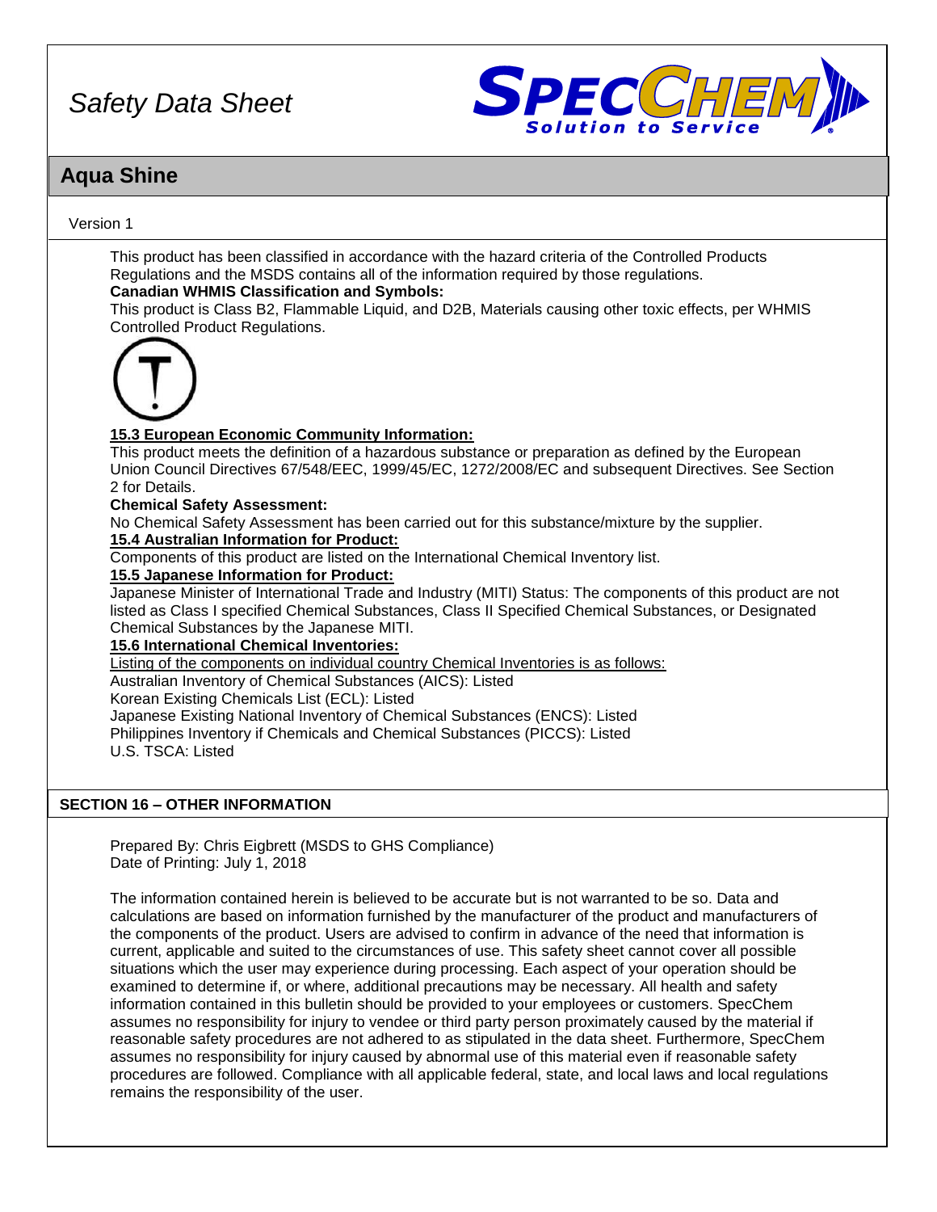This product has been classified in accordance with the hazard criteria of the Controlled Products Regulations and the MSDS contains all of the information required by those regulations.

**Canadian WHMIS Classification and Symbols:**

This product is Class B2, Flammable Liquid, and D2B, Materials causing other toxic effects, per WHMIS Controlled Product Regulations.

**15.3 European Economic Community Information:**

This product meets the definition of a hazardous substance or preparation as defined by the European Union Council Directives 67/548/EEC, 1999/45/EC, 1272/2008/EC and subsequent Directives. See Section 2 for Details.

**Chemical Safety Assessment:**

No Chemical Safety Assessment has been carried out for this substance/mixture by the supplier.

**15.4 Australian Information for Product:**

Components of this product are listed on the International Chemical Inventory list.

**15.5 Japanese Information for Product:**

Japanese Minister of International Trade and Industry (MITI) Status: The components of this product are not listed as Class I specified Chemical Substances, Class II Specified Chemical Substances, or Designated Chemical Substances by the Japanese MITI.

**15.6 International Chemical Inventories:**

Listing of the components on individual country Chemical Inventories is as follows:

Australian Inventory of Chemical Substances (AICS): Listed

Korean Existing Chemicals List (ECL): Listed

Japanese Existing National Inventory of Chemical Substances (ENCS): Listed

Philippines Inventory if Chemicals and Chemical Substances (PICCS): Listed

U.S. TSCA: Listed

## SECTION 16 – OTHER INFORMATION

Prepared By: Chris Eigbrett (MSDS to GHS Compliance)

Date of Printing: July 1, 2018

The information contained herein is believed to be accurate but is not warranted to be so. Data and calculations are based on information furnished by the manufacturer of the product and manufacturers of the components of the product. Users are advised to confirm in advance of the need that information is current, applicable and suited to the circumstances of use. This safety sheet cannot cover all possible situations which the user may experience during processing. Each aspect of your operation should be examined to determine if, or where, additional precautions may be necessary. All health and safety information contained in this bulletin should be provided to your employees or customers. SpecChem assumes no responsibility for injury to vendee or third party person proximately caused by the material if reasonable safety procedures are not adhered to as stipulated in the data sheet. Furthermore, SpecChem assumes no responsibility for injury caused by abnormal use of this material even if reasonable safety procedures are followed. Compliance with all applicable federal, state, and local laws and local regulations remains the responsibility of the user.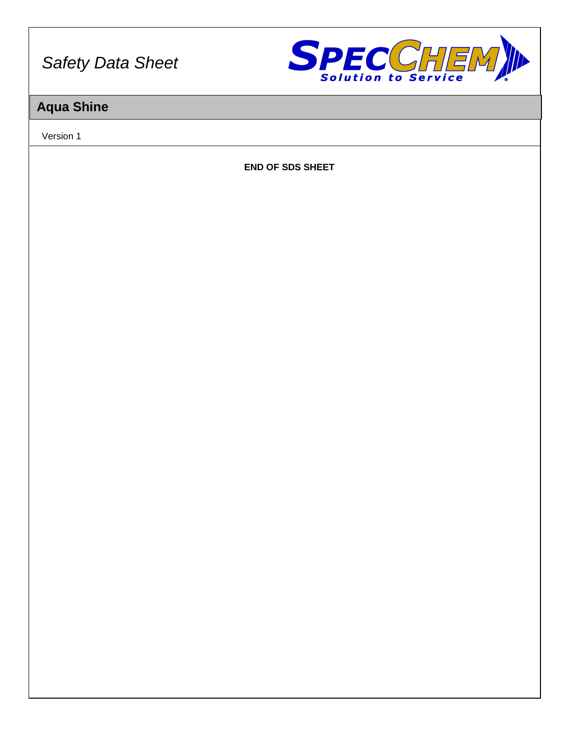*Safety Data Sheet*

## Aqua Shine

Version 1

**END OF SDS SHEET**